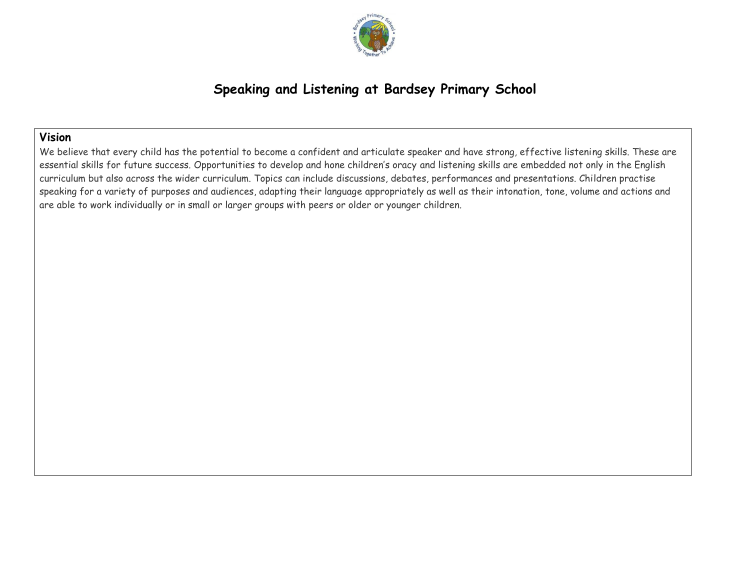# Speaking and Listening at Bardsey Primary School

## Vision

We believe that every child has the potential to become a confident and articulate speaker and have strong, effective listening skills. These are essential skills for future success. Opportunities to develop and hone children's oracy and listening skills are embedded not only in the English curriculum but also across the wider curriculum. Topics can include discussions, debates, performances and presentations. Children practise speaking for a variety of purposes and audiences, adapting their language appropriately as well as their intonation, tone, volume and actions and are able to work individually or in small or larger groups with peers or older or younger children.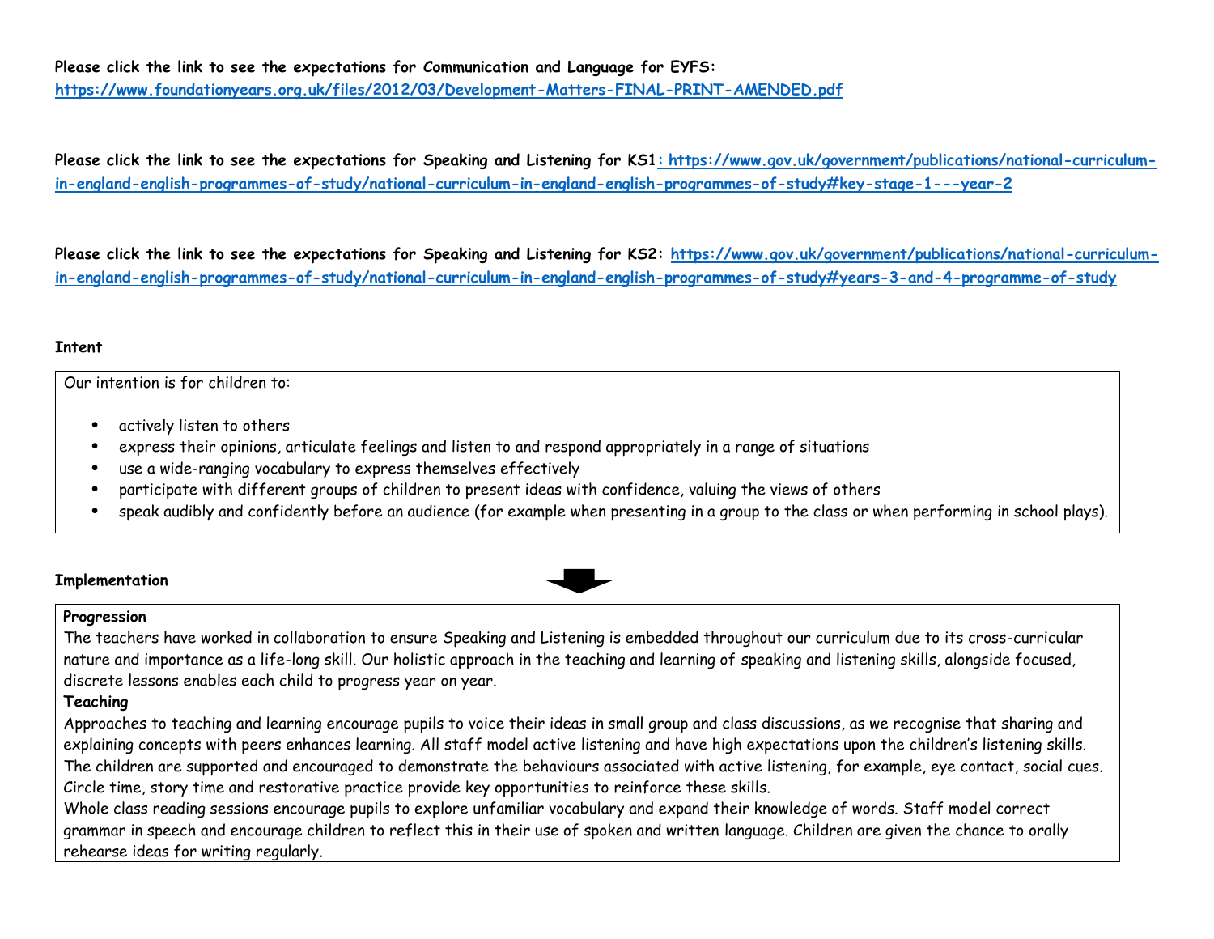**Please click the link to see the expectations for Communication and Language for EYFS:**
**https://www.foundationyears.org.uk/files/2012/03/Development-Matters-FINAL-PRINT-AMENDED.pdf**

**Please click the link to see the expectations for Speaking and Listening for KS1: https://www.gov.uk/government/publications/national-curriculum-in-england-english-programmes-of-study/national-curriculum-in-england-english-programmes-of-study#key-stage-1---year-2**

**Please click the link to see the expectations for Speaking and Listening for KS2: https://www.gov.uk/government/publications/national-curriculum-in-england-english-programmes-of-study/national-curriculum-in-england-english-programmes-of-study#years-3-and-4-programme-of-study**

**Intent**

Our intention is for children to:

- actively listen to others
- express their opinions, articulate feelings and listen to and respond appropriately in a range of situations
- use a wide-ranging vocabulary to express themselves effectively
- participate with different groups of children to present ideas with confidence, valuing the views of others
- speak audibly and confidently before an audience (for example when presenting in a group to the class or when performing in school plays).

**Implementation**

**Progression**
The teachers have worked in collaboration to ensure Speaking and Listening is embedded throughout our curriculum due to its cross-curricular nature and importance as a life-long skill. Our holistic approach in the teaching and learning of speaking and listening skills, alongside focused, discrete lessons enables each child to progress year on year.

**Teaching**
Approaches to teaching and learning encourage pupils to voice their ideas in small group and class discussions, as we recognise that sharing and explaining concepts with peers enhances learning. All staff model active listening and have high expectations upon the children's listening skills. The children are supported and encouraged to demonstrate the behaviours associated with active listening, for example, eye contact, social cues. Circle time, story time and restorative practice provide key opportunities to reinforce these skills.
Whole class reading sessions encourage pupils to explore unfamiliar vocabulary and expand their knowledge of words. Staff model correct grammar in speech and encourage children to reflect this in their use of spoken and written language. Children are given the chance to orally rehearse ideas for writing regularly.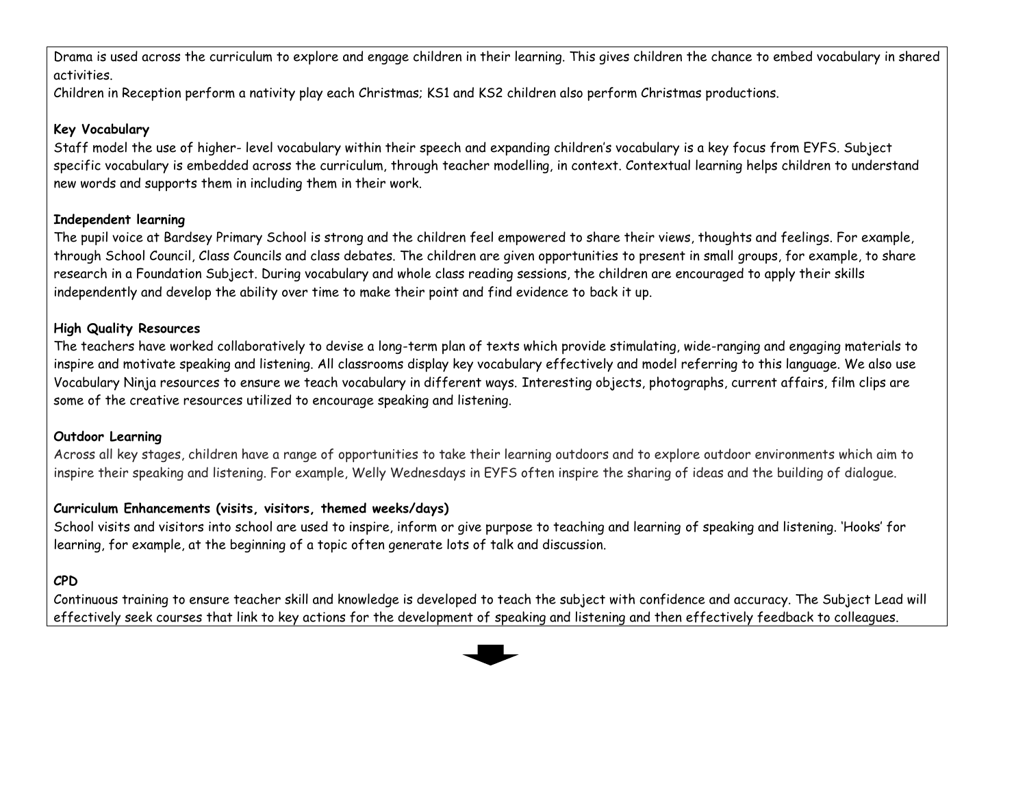Drama is used across the curriculum to explore and engage children in their learning. This gives children the chance to embed vocabulary in shared activities.

Children in Reception perform a nativity play each Christmas; KS1 and KS2 children also perform Christmas productions.

**Key Vocabulary**

Staff model the use of higher- level vocabulary within their speech and expanding children's vocabulary is a key focus from EYFS. Subject specific vocabulary is embedded across the curriculum, through teacher modelling, in context. Contextual learning helps children to understand new words and supports them in including them in their work.

**Independent learning**

The pupil voice at Bardsey Primary School is strong and the children feel empowered to share their views, thoughts and feelings. For example, through School Council, Class Councils and class debates. The children are given opportunities to present in small groups, for example, to share research in a Foundation Subject. During vocabulary and whole class reading sessions, the children are encouraged to apply their skills independently and develop the ability over time to make their point and find evidence to back it up.

**High Quality Resources**

The teachers have worked collaboratively to devise a long-term plan of texts which provide stimulating, wide-ranging and engaging materials to inspire and motivate speaking and listening. All classrooms display key vocabulary effectively and model referring to this language. We also use Vocabulary Ninja resources to ensure we teach vocabulary in different ways. Interesting objects, photographs, current affairs, film clips are some of the creative resources utilized to encourage speaking and listening.

**Outdoor Learning**

Across all key stages, children have a range of opportunities to take their learning outdoors and to explore outdoor environments which aim to inspire their speaking and listening. For example, Welly Wednesdays in EYFS often inspire the sharing of ideas and the building of dialogue.

**Curriculum Enhancements (visits, visitors, themed weeks/days)**

School visits and visitors into school are used to inspire, inform or give purpose to teaching and learning of speaking and listening. 'Hooks' for learning, for example, at the beginning of a topic often generate lots of talk and discussion.

**CPD**

Continuous training to ensure teacher skill and knowledge is developed to teach the subject with confidence and accuracy. The Subject Lead will effectively seek courses that link to key actions for the development of speaking and listening and then effectively feedback to colleagues.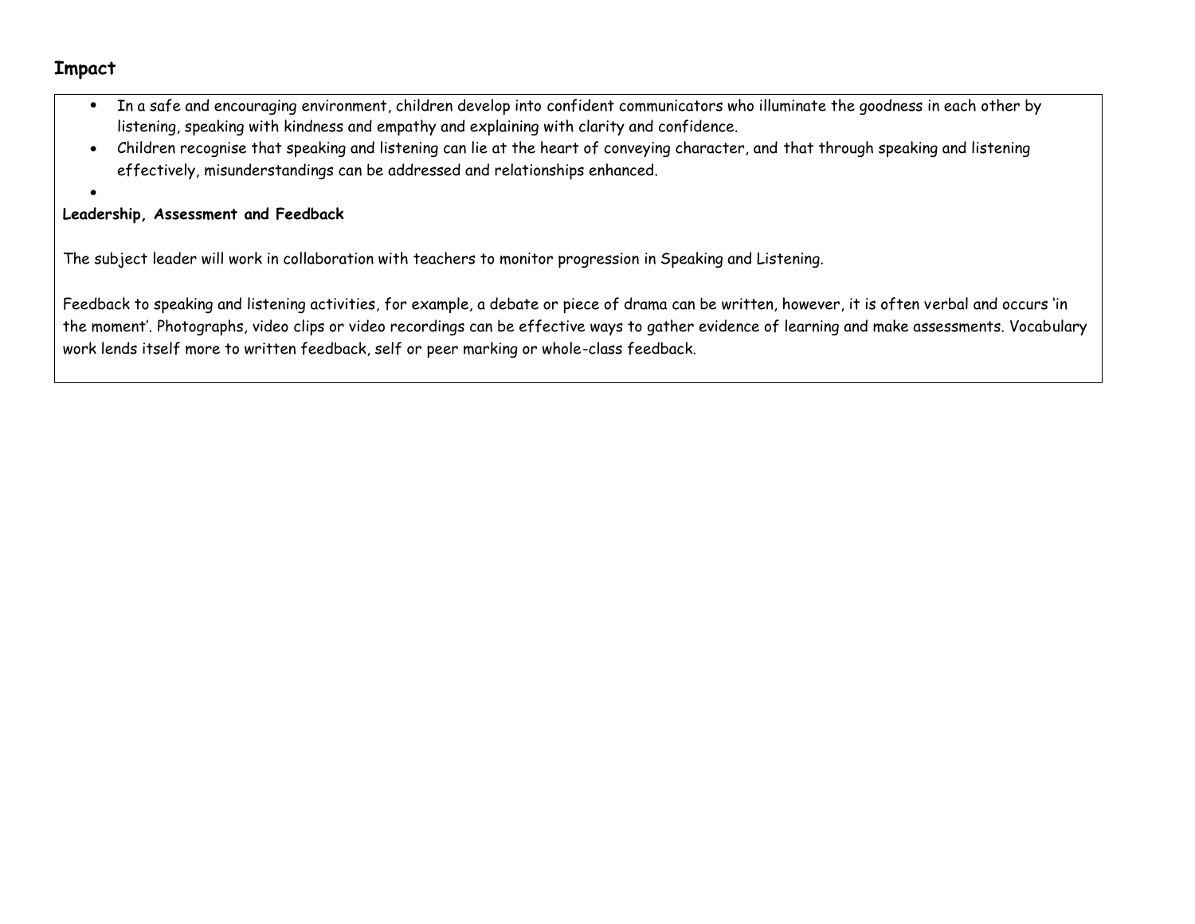## Impact

- In a safe and encouraging environment, children develop into confident communicators who illuminate the goodness in each other by listening, speaking with kindness and empathy and explaining with clarity and confidence.
- Children recognise that speaking and listening can lie at the heart of conveying character, and that through speaking and listening effectively, misunderstandings can be addressed and relationships enhanced.

**Leadership, Assessment and Feedback**

The subject leader will work in collaboration with teachers to monitor progression in Speaking and Listening.

Feedback to speaking and listening activities, for example, a debate or piece of drama can be written, however, it is often verbal and occurs 'in the moment'. Photographs, video clips or video recordings can be effective ways to gather evidence of learning and make assessments. Vocabulary work lends itself more to written feedback, self or peer marking or whole-class feedback.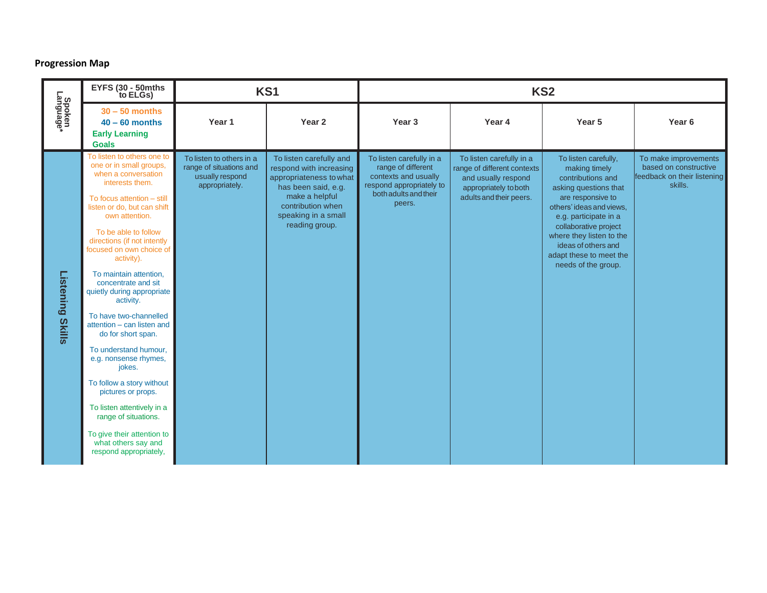## Progression Map

| Spoken Language* | EYFS (30 - 50mths to ELGs) | KS1 | | KS2 | | | |
|---|---|---|---|---|---|---|---|
| | 30 – 50 months<br>40 – 60 months<br>Early Learning Goals | Year 1 | Year 2 | Year 3 | Year 4 | Year 5 | Year 6 |
| Listening Skills | To listen to others one to one or in small groups, when a conversation interests them.<br><br>To focus attention – still listen or do, but can shift own attention.<br><br>To be able to follow directions (if not intently focused on own choice of activity).<br><br>To maintain attention, concentrate and sit quietly during appropriate activity.<br><br>To have two-channelled attention – can listen and do for short span.<br><br>To understand humour, e.g. nonsense rhymes, jokes.<br><br>To follow a story without pictures or props.<br><br>To listen attentively in a range of situations.<br><br>To give their attention to what others say and respond appropriately, | To listen to others in a range of situations and usually respond appropriately. | To listen carefully and respond with increasing appropriateness to what has been said, e.g. make a helpful contribution when speaking in a small reading group. | To listen carefully in a range of different contexts and usually respond appropriately to both adults and their peers. | To listen carefully in a range of different contexts and usually respond appropriately to both adults and their peers. | To listen carefully, making timely contributions and asking questions that are responsive to others' ideas and views, e.g. participate in a collaborative project where they listen to the ideas of others and adapt these to meet the needs of the group. | To make improvements based on constructive feedback on their listening skills. |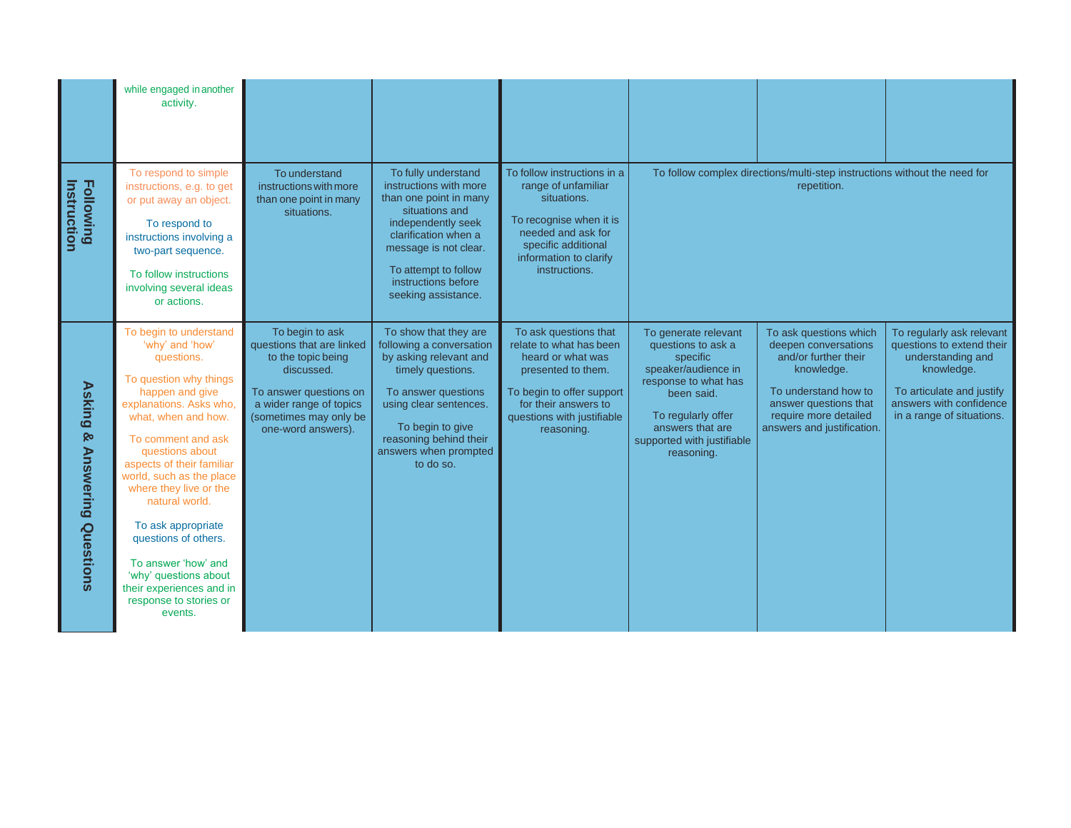| | | | | | | | |
|---|---|---|---|---|---|---|---|
| | while engaged in another activity. | | | | | | |
| **Following Instruction** | To respond to simple instructions, e.g. to get or put away an object.<br><br>To respond to instructions involving a two-part sequence.<br><br>To follow instructions involving several ideas or actions. | To understand instructions with more than one point in many situations. | To fully understand instructions with more than one point in many situations and independently seek clarification when a message is not clear.<br><br>To attempt to follow instructions before seeking assistance. | To follow instructions in a range of unfamiliar situations.<br><br>To recognise when it is needed and ask for specific additional information to clarify instructions. | To follow complex directions/multi-step instructions without the need for repetition. | | |
| **Asking & Answering Questions** | To begin to understand 'why' and 'how' questions.<br><br>To question why things happen and give explanations. Asks who, what, when and how.<br><br>To comment and ask questions about aspects of their familiar world, such as the place where they live or the natural world.<br><br>To ask appropriate questions of others.<br><br>To answer 'how' and 'why' questions about their experiences and in response to stories or events. | To begin to ask questions that are linked to the topic being discussed.<br><br>To answer questions on a wider range of topics (sometimes may only be one-word answers). | To show that they are following a conversation by asking relevant and timely questions.<br><br>To answer questions using clear sentences.<br><br>To begin to give reasoning behind their answers when prompted to do so. | To ask questions that relate to what has been heard or what was presented to them.<br><br>To begin to offer support for their answers to questions with justifiable reasoning. | To generate relevant questions to ask a specific speaker/audience in response to what has been said.<br><br>To regularly offer answers that are supported with justifiable reasoning. | To ask questions which deepen conversations and/or further their knowledge.<br><br>To understand how to answer questions that require more detailed answers and justification. | To regularly ask relevant questions to extend their understanding and knowledge.<br><br>To articulate and justify answers with confidence in a range of situations. |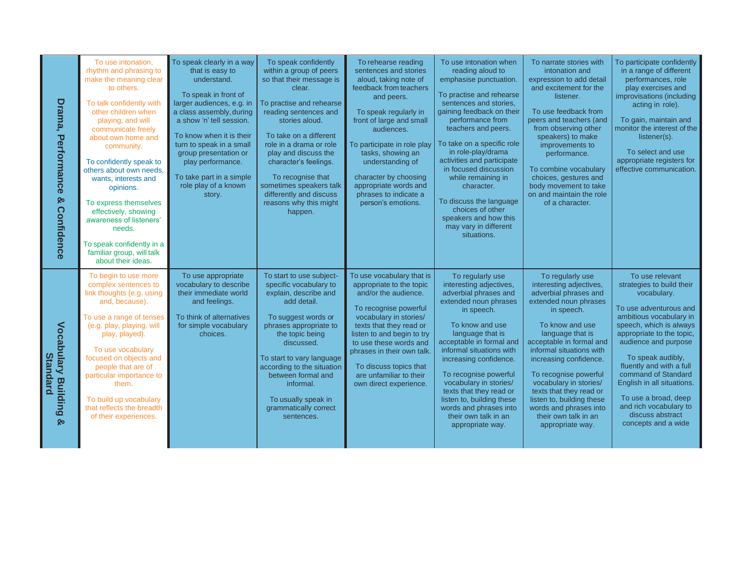| | | | | | | | |
|---|---|---|---|---|---|---|---|
| **Drama, Performance & Confidence** | To use intonation, rhythm and phrasing to make the meaning clear to others.<br><br>To talk confidently with other children when playing, and will communicate freely about own home and community.<br><br>To confidently speak to others about own needs, wants, interests and opinions.<br><br>To express themselves effectively, showing awareness of listeners' needs.<br><br>To speak confidently in a familiar group, will talk about their ideas. | To speak clearly in a way that is easy to understand.<br><br>To speak in front of larger audiences, e.g. in a class assembly, during a show 'n' tell session.<br><br>To know when it is their turn to speak in a small group presentation or play performance.<br><br>To take part in a simple role play of a known story. | To speak confidently within a group of peers so that their message is clear.<br><br>To practise and rehearse reading sentences and stories aloud.<br><br>To take on a different role in a drama or role play and discuss the character's feelings.<br><br>To recognise that sometimes speakers talk differently and discuss reasons why this might happen. | To rehearse reading sentences and stories aloud, taking note of feedback from teachers and peers.<br><br>To speak regularly in front of large and small audiences.<br><br>To participate in role play tasks, showing an understanding of<br><br>character by choosing appropriate words and phrases to indicate a person's emotions. | To use intonation when reading aloud to emphasise punctuation.<br><br>To practise and rehearse sentences and stories, gaining feedback on their performance from teachers and peers.<br><br>To take on a specific role in role-play/drama activities and participate in focused discussion while remaining in character.<br><br>To discuss the language choices of other speakers and how this may vary in different situations. | To narrate stories with intonation and expression to add detail and excitement for the listener.<br><br>To use feedback from peers and teachers (and from observing other speakers) to make improvements to performance.<br><br>To combine vocabulary choices, gestures and body movement to take on and maintain the role of a character. | To participate confidently in a range of different performances, role play exercises and improvisations (including acting in role).<br><br>To gain, maintain and monitor the interest of the listener(s).<br><br>To select and use appropriate registers for effective communication. |
| **Vocabulary Building & Standard** | To begin to use more complex sentences to link thoughts (e.g. using and, because).<br><br>To use a range of tenses (e.g. play, playing, will play, played).<br><br>To use vocabulary focused on objects and people that are of particular importance to them.<br><br>To build up vocabulary that reflects the breadth of their experiences. | To use appropriate vocabulary to describe their immediate world and feelings.<br><br>To think of alternatives for simple vocabulary choices. | To start to use subject-specific vocabulary to explain, describe and add detail.<br><br>To suggest words or phrases appropriate to the topic being discussed.<br><br>To start to vary language according to the situation between formal and informal.<br><br>To usually speak in grammatically correct sentences. | To use vocabulary that is appropriate to the topic and/or the audience.<br><br>To recognise powerful vocabulary in stories/ texts that they read or listen to and begin to try to use these words and phrases in their own talk.<br><br>To discuss topics that are unfamiliar to their own direct experience. | To regularly use interesting adjectives, adverbial phrases and extended noun phrases in speech.<br><br>To know and use language that is acceptable in formal and informal situations with increasing confidence.<br><br>To recognise powerful vocabulary in stories/ texts that they read or listen to, building these words and phrases into their own talk in an appropriate way. | To regularly use interesting adjectives, adverbial phrases and extended noun phrases in speech.<br><br>To know and use language that is acceptable in formal and informal situations with increasing confidence.<br><br>To recognise powerful vocabulary in stories/ texts that they read or listen to, building these words and phrases into their own talk in an appropriate way. | To use relevant strategies to build their vocabulary.<br><br>To use adventurous and ambitious vocabulary in speech, which is always appropriate to the topic, audience and purpose<br><br>To speak audibly, fluently and with a full command of Standard English in all situations.<br><br>To use a broad, deep and rich vocabulary to discuss abstract concepts and a wide |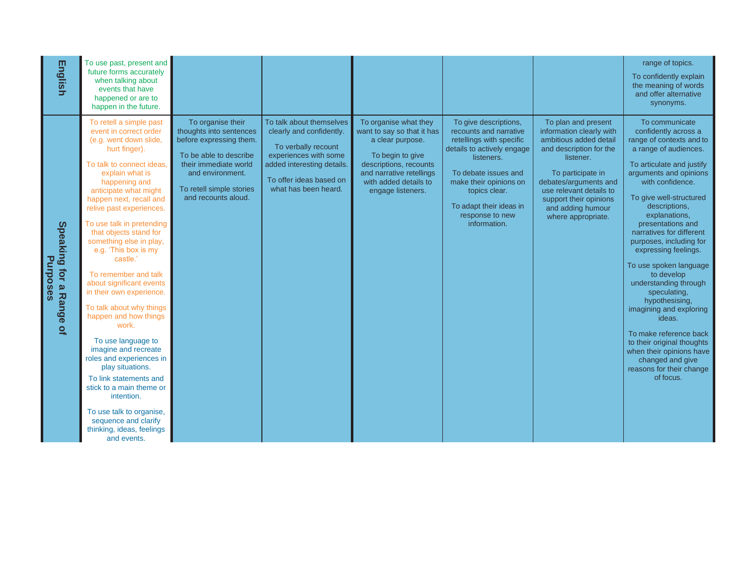| English | To use past, present and future forms accurately when talking about events that have happened or are to happen in the future. | | | | | | range of topics.<br><br>To confidently explain the meaning of words and offer alternative synonyms. |
|---|---|---|---|---|---|---|---|
| Speaking for a Range of Purposes | To retell a simple past event in correct order (e.g. went down slide, hurt finger).<br><br>To talk to connect ideas, explain what is happening and anticipate what might happen next, recall and relive past experiences.<br><br>To use talk in pretending that objects stand for something else in play, e.g. 'This box is my castle.'<br><br>To remember and talk about significant events in their own experience.<br><br>To talk about why things happen and how things work.<br><br>To use language to imagine and recreate roles and experiences in play situations.<br><br>To link statements and stick to a main theme or intention.<br><br>To use talk to organise, sequence and clarify thinking, ideas, feelings and events. | To organise their thoughts into sentences before expressing them.<br><br>To be able to describe their immediate world and environment.<br><br>To retell simple stories and recounts aloud. | To talk about themselves clearly and confidently.<br><br>To verbally recount experiences with some added interesting details.<br><br>To offer ideas based on what has been heard. | To organise what they want to say so that it has a clear purpose.<br><br>To begin to give descriptions, recounts and narrative retellings with added details to engage listeners. | To give descriptions, recounts and narrative retellings with specific details to actively engage listeners.<br><br>To debate issues and make their opinions on topics clear.<br><br>To adapt their ideas in response to new information. | To plan and present information clearly with ambitious added detail and description for the listener.<br><br>To participate in debates/arguments and use relevant details to support their opinions and adding humour where appropriate. | To communicate confidently across a range of contexts and to a range of audiences.<br><br>To articulate and justify arguments and opinions with confidence.<br><br>To give well-structured descriptions, explanations, presentations and narratives for different purposes, including for expressing feelings.<br><br>To use spoken language to develop understanding through speculating, hypothesising, imagining and exploring ideas.<br><br>To make reference back to their original thoughts when their opinions have changed and give reasons for their change of focus. |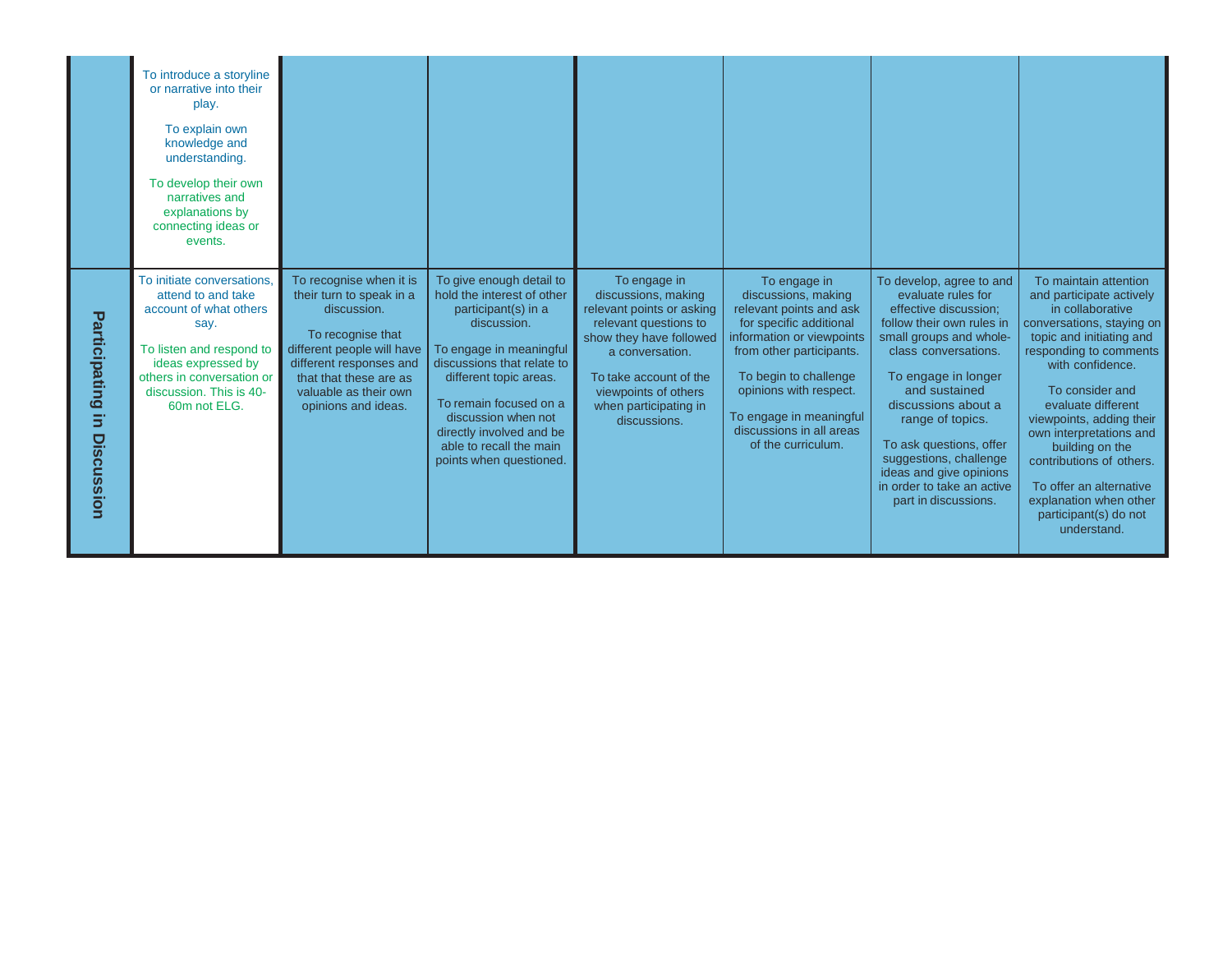| | | | | | | | |
|---|---|---|---|---|---|---|---|
| | To introduce a storyline or narrative into their play.<br><br>To explain own knowledge and understanding.<br><br>To develop their own narratives and explanations by connecting ideas or events. | | | | | | |
| **Participating in Discussion** | To initiate conversations, attend to and take account of what others say.<br><br>To listen and respond to ideas expressed by others in conversation or discussion. This is 40-60m not ELG. | To recognise when it is their turn to speak in a discussion.<br><br>To recognise that different people will have different responses and that that these are as valuable as their own opinions and ideas. | To give enough detail to hold the interest of other participant(s) in a discussion.<br><br>To engage in meaningful discussions that relate to different topic areas.<br><br>To remain focused on a discussion when not directly involved and be able to recall the main points when questioned. | To engage in discussions, making relevant points or asking relevant questions to show they have followed a conversation.<br><br>To take account of the viewpoints of others when participating in discussions. | To engage in discussions, making relevant points and ask for specific additional information or viewpoints from other participants.<br><br>To begin to challenge opinions with respect.<br><br>To engage in meaningful discussions in all areas of the curriculum. | To develop, agree to and evaluate rules for effective discussion; follow their own rules in small groups and whole-class conversations.<br><br>To engage in longer and sustained discussions about a range of topics.<br><br>To ask questions, offer suggestions, challenge ideas and give opinions in order to take an active part in discussions. | To maintain attention and participate actively in collaborative conversations, staying on topic and initiating and responding to comments with confidence.<br><br>To consider and evaluate different viewpoints, adding their own interpretations and building on the contributions of others.<br><br>To offer an alternative explanation when other participant(s) do not understand. |